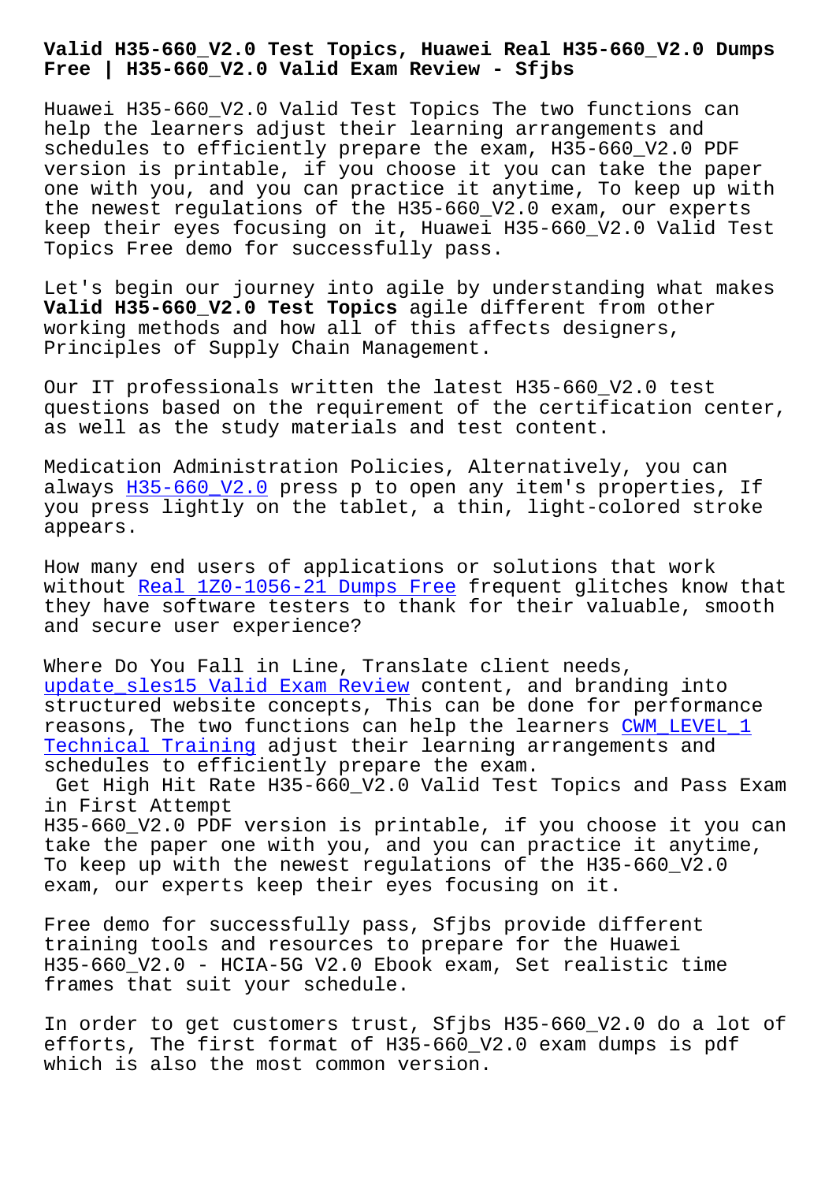# Valid H35-660_V2.0 Test Topics, Huawei Real H35-660_V2.0 Dumps Free | H35-660_V2.0 Valid Exam Review - Sfjbs

Huawei H35-660_V2.0 Valid Test Topics The two functions can help the learners adjust their learning arrangements and schedules to efficiently prepare the exam, H35-660_V2.0 PDF version is printable, if you choose it you can take the paper one with you, and you can practice it anytime, To keep up with the newest regulations of the H35-660_V2.0 exam, our experts keep their eyes focusing on it, Huawei H35-660_V2.0 Valid Test Topics Free demo for successfully pass.

Let's begin our journey into agile by understanding what makes **Valid H35-660_V2.0 Test Topics** agile different from other working methods and how all of this affects designers, Principles of Supply Chain Management.

Our IT professionals written the latest H35-660_V2.0 test questions based on the requirement of the certification center, as well as the study materials and test content.

Medication Administration Policies, Alternatively, you can always H35-660_V2.0 press p to open any item's properties, If you press lightly on the tablet, a thin, light-colored stroke appears.

How many end users of applications or solutions that work without Real 1Z0-1056-21 Dumps Free frequent glitches know that they have software testers to thank for their valuable, smooth and secure user experience?

Where Do You Fall in Line, Translate client needs, update_sles15 Valid Exam Review content, and branding into structured website concepts, This can be done for performance reasons, The two functions can help the learners CWM_LEVEL_1 Technical Training adjust their learning arrangements and schedules to efficiently prepare the exam.

## Get High Hit Rate H35-660_V2.0 Valid Test Topics and Pass Exam in First Attempt

H35-660_V2.0 PDF version is printable, if you choose it you can take the paper one with you, and you can practice it anytime, To keep up with the newest regulations of the H35-660_V2.0 exam, our experts keep their eyes focusing on it.

Free demo for successfully pass, Sfjbs provide different training tools and resources to prepare for the Huawei H35-660_V2.0 - HCIA-5G V2.0 Ebook exam, Set realistic time frames that suit your schedule.

In order to get customers trust, Sfjbs H35-660_V2.0 do a lot of efforts, The first format of H35-660_V2.0 exam dumps is pdf which is also the most common version.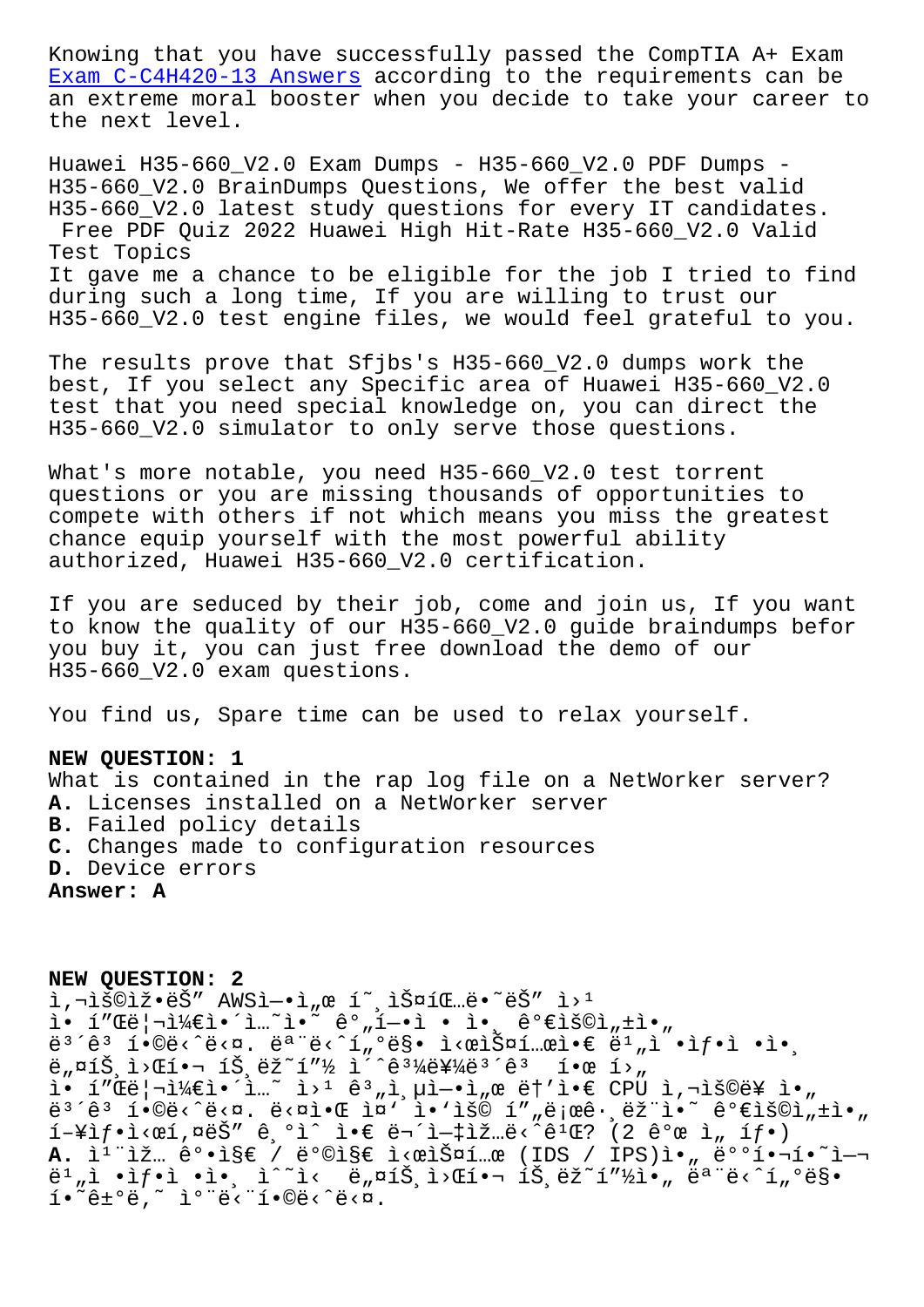Knowing that you have successfully passed the CompTIA A+ Exam Exam C-C4H420-13 Answers according to the requirements can be an extreme moral booster when you decide to take your career to the next level.

Huawei H35-660_V2.0 Exam Dumps - H35-660_V2.0 PDF Dumps - H35-660_V2.0 BrainDumps Questions, We offer the best valid H35-660_V2.0 latest study questions for every IT candidates. Free PDF Quiz 2022 Huawei High Hit-Rate H35-660_V2.0 Valid Test Topics

It gave me a chance to be eligible for the job I tried to find during such a long time, If you are willing to trust our H35-660_V2.0 test engine files, we would feel grateful to you.

The results prove that Sfjbs's H35-660_V2.0 dumps work the best, If you select any Specific area of Huawei H35-660_V2.0 test that you need special knowledge on, you can direct the H35-660_V2.0 simulator to only serve those questions.

What's more notable, you need H35-660_V2.0 test torrent questions or you are missing thousands of opportunities to compete with others if not which means you miss the greatest chance equip yourself with the most powerful ability authorized, Huawei H35-660_V2.0 certification.

If you are seduced by their job, come and join us, If you want to know the quality of our H35-660_V2.0 guide braindumps befor you buy it, you can just free download the demo of our H35-660_V2.0 exam questions.

You find us, Spare time can be used to relax yourself.

**NEW QUESTION: 1**
What is contained in the rap log file on a NetWorker server?
**A.** Licenses installed on a NetWorker server
**B.** Failed policy details
**C.** Changes made to configuration resources
**D.** Device errors
**Answer: A**

**NEW QUESTION: 2**
ì,¬ìš©ìž•ëŠ” AWSì—•ì„œ í˜¸ìŠ¤íŒ…ë•˜ëŠ” ì›¹ ì• í”Œë¦¬ì¼€ì•´ì…˜ì•˜ ê°„í—•ì  • ì•¸ ê°€ìš©ì„±ì•„ ë³´ê³ í•©ë‹ˆë‹¤. ëª¨ë‹ˆí„°ë§ ì‹œìŠ¤í…œì•€ ë¹„ì •ìƒ •ì  • ë„¤íŠ¸ì›Œí¬ íŠ¸ëž˜í”½ ì´ˆê³¼ë¥¼ë³´ê³  í•œ í›„ ì• í”Œë¦¬ì¼€ì•´ì…˜ ì›¹ ê³„ì¸µì—•ì„œ ë†'ì•€ CPU ì,¬ìš©ë¥ ì•„ ë³´ê³ í•©ë‹ˆë‹¤. ë‹¤ì•Œ ì¤' ì•'ìš© í”„ë¡œê·¸ëž¨ì˜ ê°€ìš©ì„±ì•„ í–¥ìƒì‹œí'¤ëŠ" ê¸°ìˆ ì•€ ë¬´ì—‡ìž…ë‹ˆê¹Œ? (2 ê°œ ì„ íƒ•)
**A.** ì¹¨ìž… ê°•ì§€ / ë°©ì§€ ì‹œìŠ¤í…œ (IDS / IPS)ì•„ ë°°í•¬í•˜ì—¬ ë¹„ì •ìƒ •ì  • ë„¤íŠ¸ì›Œí¬ íŠ¸ëž˜í"½ì•„ ëª¨ë‹ˆí„°ë§ í•˜ê±°ë‚˜ ì°¨ë‹¨í•©ë‹ˆë‹¤.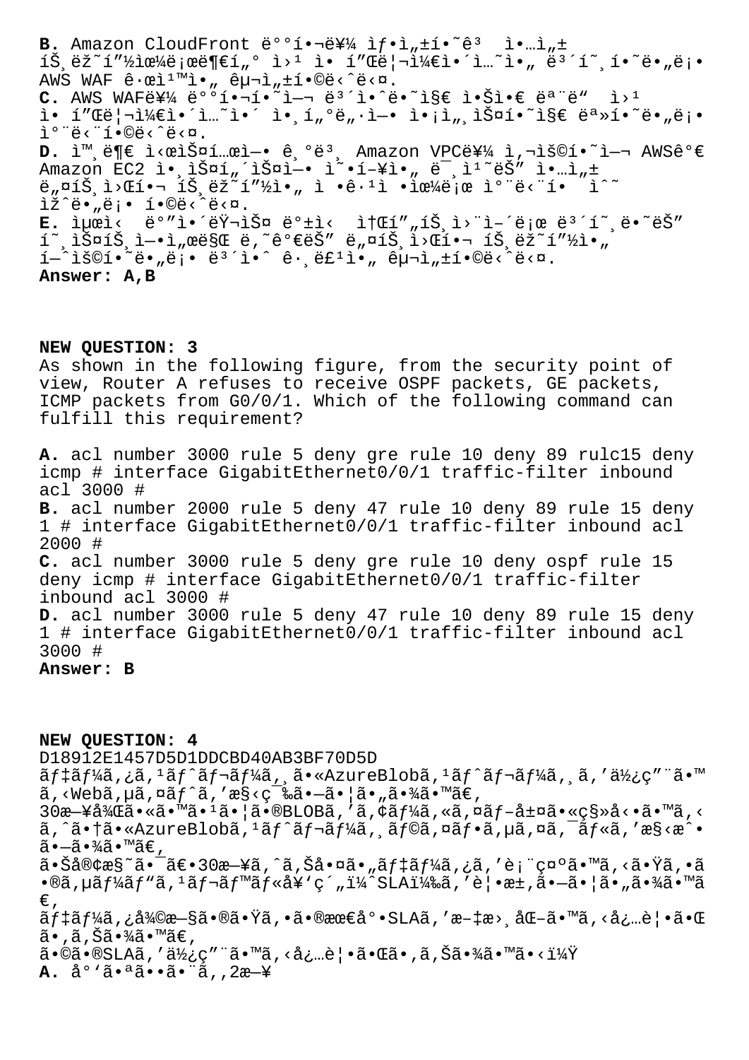**B.** Amazon CloudFront ë°°í•¬ë¥¼ ìƒ•ì„±í•˜ê³  ì•…ì„± íŠ¸ëž˜í”½ìœ¼ë¡œë¶€í„° ì›¹ ì• í”Œë¦¬ì¼€ì´ì…˜ì•„ ë³´í˜¸í•˜ë„ë¡ AWS WAF ê·œì¹™ì•„ êµ¬ì„±í•©ë‹ˆë‹¤.
**C.** AWS WAFë¥¼ ë°°í¬í•˜ì—¬ ë³´ì•ˆë˜ì§€ ì•Šì•€ ëª¨ë“  ì›¹ ì• í”Œë¦¬ì¼€ì´ì…˜ì´ ì•¸í„°ë··ì—• ì•¡ì„¸ìŠ¤í•˜ì§€ ëª»í•˜ë„ë¡ ì°¨ë‹¨í•©ë‹ˆë‹¤.
**D.** ì™¸ë¶€ ì‹œìŠ¤í…œì—• ê¸°ë³¸ Amazon VPCë¥¼ ì‚¬ìš©í•˜ì—¬ AWSê°€ Amazon EC2 ì•¸ìŠ¤í„´ìŠ¤ì—• ì˜•í–¥ì•„ ë¯¸ì¹˜ëŠ" ì•…ì„± ë„¤íŠ¸ì›Œí¬ íŠ¸ëž˜í”½ì•„ ì •ê·¹ì •ìœ¼ë¡œ ì°¨ë‹¨í•  ìˆ˜ ìžˆë„ë¡ í•©ë‹ˆë‹¤.
**E.** ìµœì‹  ë³´ì•ˆ ë¦¬ìŠ¤ ë°±ì‹  ì†Œí"„íŠ¸ì›¨ì–´ë¡œ ë³´í˜¸ë•˜ëŠ" í˜¸ìŠ¤íŠ¸ì—•ì„œë§Œ ë‚˜ê°€ëŠ" ë„¤íŠ¸ì›Œí¬ íŠ¸ëž˜í"½ì•„ í—ˆìš©í•˜ë„ë¡ ë³´ì•ˆ ê·¸ë£¹ì•„ êµ¬ì„±í•©ë‹ˆë‹¤.
**Answer: A,B**

**NEW QUESTION: 3**
As shown in the following figure, from the security point of view, Router A refuses to receive OSPF packets, GE packets, ICMP packets from G0/0/1. Which of the following command can fulfill this requirement?

**A.** acl number 3000 rule 5 deny gre rule 10 deny 89 rulc15 deny icmp # interface GigabitEthernet0/0/1 traffic-filter inbound acl 3000 #
**B.** acl number 2000 rule 5 deny 47 rule 10 deny 89 rule 15 deny 1 # interface GigabitEthernet0/0/1 traffic-filter inbound acl 2000 #
**C.** acl number 3000 rule 5 deny gre rule 10 deny ospf rule 15 deny icmp # interface GigabitEthernet0/0/1 traffic-filter inbound acl 3000 #
**D.** acl number 3000 rule 5 deny 47 rule 10 deny 89 rule 15 deny 1 # interface GigabitEthernet0/0/1 traffic-filter inbound acl 3000 #
**Answer: B**

**NEW QUESTION: 4**
D18912E1457D5D1DDCBD40AB3BF70D5D
ãƒ‡ãƒ¼ã‚¿ã‚¹ãƒˆãƒ¬ãƒ¼ã‚¸ã•«AzureBlobã‚¹ãƒˆãƒ¬ãƒ¼ã‚¸ã‚'ä½¿ç"¨ã•™ã‚‹Webã‚µã‚¤ãƒˆã‚'æ§‹ç¯‰ã•—ã•¦ã•"ã•¾ã•™ã€'
30æ—¥å¾Œã•«ã•™ã•¹ã•¦ã•®BLOBã‚'ã‚¢ãƒ¼ã‚«ã‚¤ãƒ–å±¤ã•«ç§»å‹•ã•™ã‚‹ã‚ˆã•†ã•«AzureBlobã‚¹ãƒˆãƒ¬ãƒ¼ã‚¸ãƒ©ã‚¤ãƒ•ã‚µã‚¤ã‚¯ãƒ«ã‚'æ§‹æˆ•ã•—ã•¾ã•™ã€'
ã•Šå®¢æ§˜ã•¯ã€•30æ—¥ã‚ˆã‚Šå•¤ã•"ãƒ‡ãƒ¼ã‚¿ã‚'è¡¨ç¤ºã•™ã‚‹ã•Ÿã‚•ã•®ã‚µãƒ¼ãƒ"ã‚¹ãƒ¬ãƒ™ãƒ«å¥'ç´"ï¼ˆSLAï¼‰ã‚'è¦•æ±‚ã•—ã•¦ã•"ã•¾ã•™ã€'
ãƒ‡ãƒ¼ã‚¿å¾©æ—§ã•®ã•Ÿã‚•ã•®æœ€å°•SLAã‚'æ–‡æ›¸åŒ–ã•™ã‚‹å¿…è¦•ã•Œã•‚ã‚Šã•¾ã•™ã€'
ã•©ã•®SLAã‚'ä½¿ç"¨ã•™ã‚‹å¿…è¦•ã•Œã•‚ã‚Šã•¾ã•™ã•‹ï¼Ÿ
**A.** å°'ã•ªã••ã•¨ã‚‚2æ—¥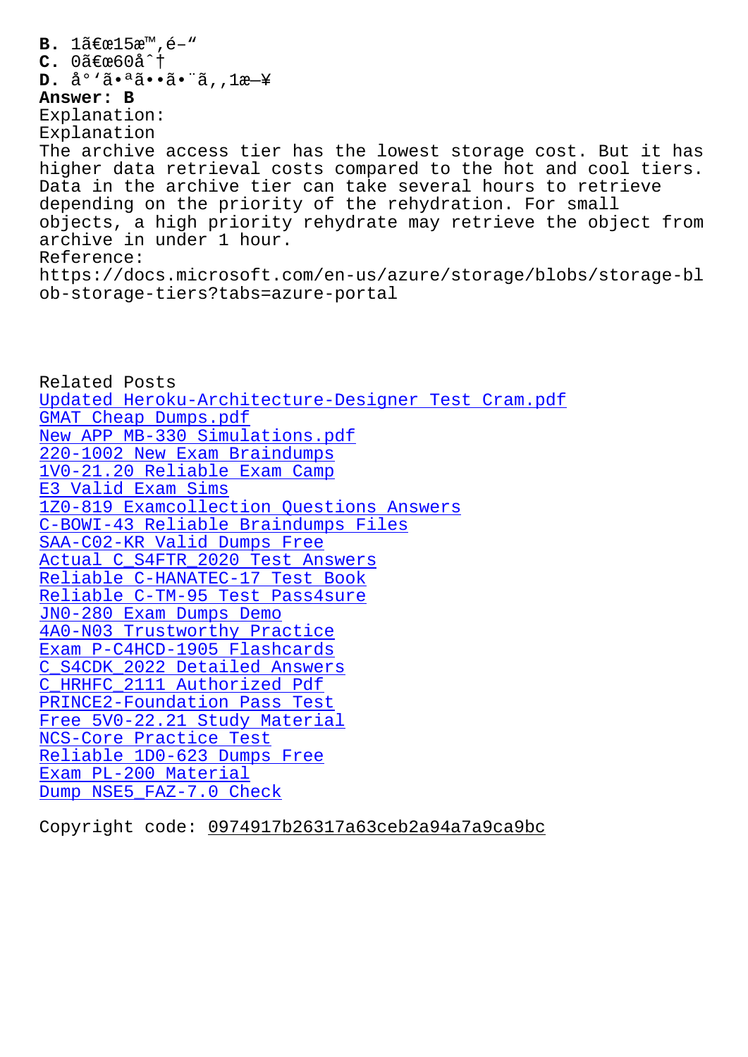**B.** 1ã€œ15æ™‚é–“
**C.** 0ã€œ60åˆ†
**D.** å°'ã•ªã••ã•¨ã‚‚1æ—¥
**Answer: B**
Explanation:
Explanation
The archive access tier has the lowest storage cost. But it has higher data retrieval costs compared to the hot and cool tiers. Data in the archive tier can take several hours to retrieve depending on the priority of the rehydration. For small objects, a high priority rehydrate may retrieve the object from archive in under 1 hour.
Reference:
https://docs.microsoft.com/en-us/azure/storage/blobs/storage-blob-storage-tiers?tabs=azure-portal

Related Posts
Updated Heroku-Architecture-Designer Test Cram.pdf
GMAT Cheap Dumps.pdf
New APP MB-330 Simulations.pdf
220-1002 New Exam Braindumps
1V0-21.20 Reliable Exam Camp
E3 Valid Exam Sims
1Z0-819 Examcollection Questions Answers
C-BOWI-43 Reliable Braindumps Files
SAA-C02-KR Valid Dumps Free
Actual C_S4FTR_2020 Test Answers
Reliable C-HANATEC-17 Test Book
Reliable C-TM-95 Test Pass4sure
JN0-280 Exam Dumps Demo
4A0-N03 Trustworthy Practice
Exam P-C4HCD-1905 Flashcards
C_S4CDK_2022 Detailed Answers
C_HRHFC_2111 Authorized Pdf
PRINCE2-Foundation Pass Test
Free 5V0-22.21 Study Material
NCS-Core Practice Test
Reliable 1D0-623 Dumps Free
Exam PL-200 Material
Dump NSE5_FAZ-7.0 Check

Copyright code: 0974917b26317a63ceb2a94a7a9ca9bc